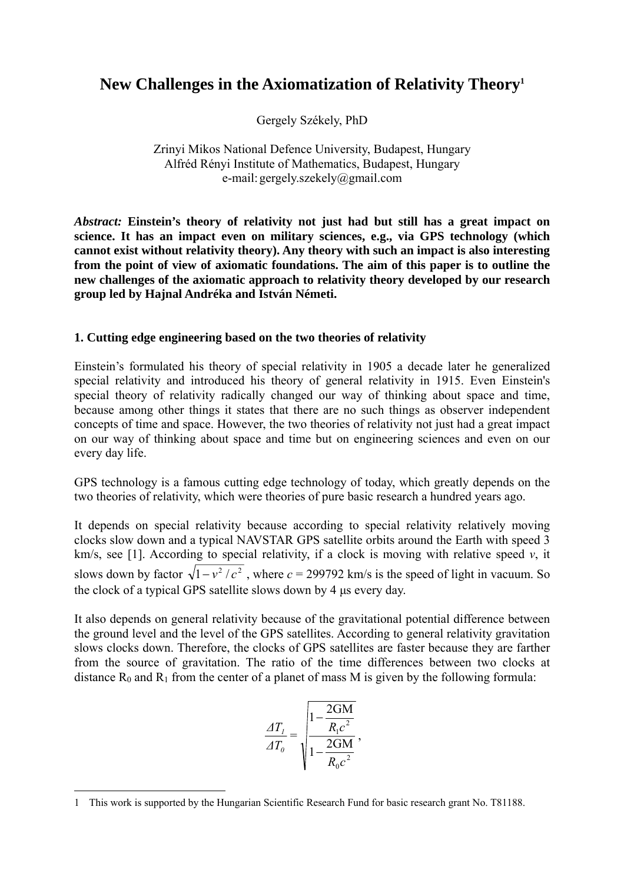# New Challenges in the Axiomatization of Relativity Theory[1]

Gergely Székely, PhD

Zrinyi Mikos National Defence University, Budapest, Hungary
Alfréd Rényi Institute of Mathematics, Budapest, Hungary
e-mail: gergely.szekely@gmail.com

***Abstract:*** **Einstein's theory of relativity not just had but still has a great impact on science. It has an impact even on military sciences, e.g., via GPS technology (which cannot exist without relativity theory). Any theory with such an impact is also interesting from the point of view of axiomatic foundations. The aim of this paper is to outline the new challenges of the axiomatic approach to relativity theory developed by our research group led by Hajnal Andréka and István Németi.**

## 1. Cutting edge engineering based on the two theories of relativity

Einstein's formulated his theory of special relativity in 1905 a decade later he generalized special relativity and introduced his theory of general relativity in 1915. Even Einstein's special theory of relativity radically changed our way of thinking about space and time, because among other things it states that there are no such things as observer independent concepts of time and space. However, the two theories of relativity not just had a great impact on our way of thinking about space and time but on engineering sciences and even on our every day life.

GPS technology is a famous cutting edge technology of today, which greatly depends on the two theories of relativity, which were theories of pure basic research a hundred years ago.

It depends on special relativity because according to special relativity relatively moving clocks slow down and a typical NAVSTAR GPS satellite orbits around the Earth with speed 3 km/s, see [1]. According to special relativity, if a clock is moving with relative speed $v$, it slows down by factor $\sqrt{1-v^2/c^2}$ , where $c$ = 299792 km/s is the speed of light in vacuum. So the clock of a typical GPS satellite slows down by 4 μs every day.

It also depends on general relativity because of the gravitational potential difference between the ground level and the level of the GPS satellites. According to general relativity gravitation slows clocks down. Therefore, the clocks of GPS satellites are faster because they are farther from the source of gravitation. The ratio of the time differences between two clocks at distance $R_0$ and $R_1$ from the center of a planet of mass M is given by the following formula:

$$\frac{\Delta T_1}{\Delta T_0} = \sqrt{\frac{1-\frac{2GM}{R_1c^2}}{1-\frac{2GM}{R_0c^2}}},$$

---

1 This work is supported by the Hungarian Scientific Research Fund for basic research grant No. T81188.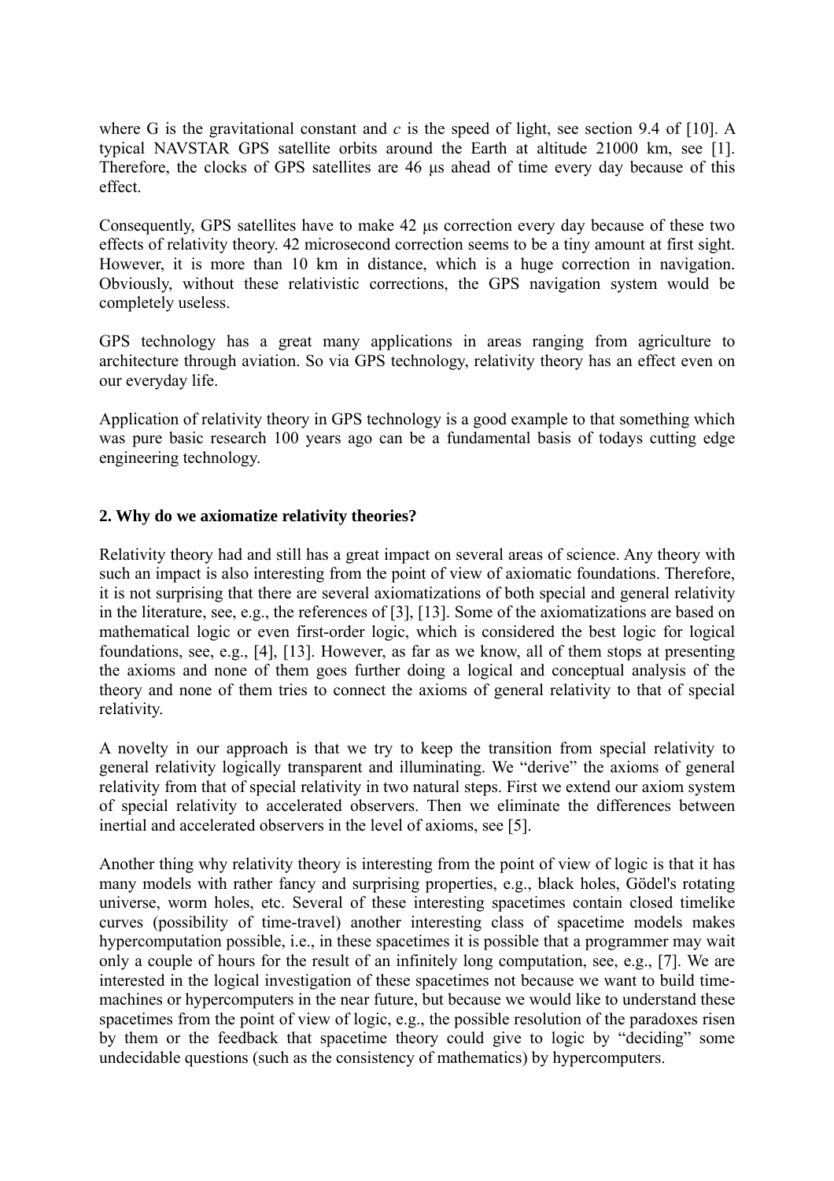where G is the gravitational constant and $c$ is the speed of light, see section 9.4 of [10]. A typical NAVSTAR GPS satellite orbits around the Earth at altitude 21000 km, see [1]. Therefore, the clocks of GPS satellites are 46 μs ahead of time every day because of this effect.

Consequently, GPS satellites have to make 42 μs correction every day because of these two effects of relativity theory. 42 microsecond correction seems to be a tiny amount at first sight. However, it is more than 10 km in distance, which is a huge correction in navigation. Obviously, without these relativistic corrections, the GPS navigation system would be completely useless.

GPS technology has a great many applications in areas ranging from agriculture to architecture through aviation. So via GPS technology, relativity theory has an effect even on our everyday life.

Application of relativity theory in GPS technology is a good example to that something which was pure basic research 100 years ago can be a fundamental basis of todays cutting edge engineering technology.

## 2. Why do we axiomatize relativity theories?

Relativity theory had and still has a great impact on several areas of science. Any theory with such an impact is also interesting from the point of view of axiomatic foundations. Therefore, it is not surprising that there are several axiomatizations of both special and general relativity in the literature, see, e.g., the references of [3], [13]. Some of the axiomatizations are based on mathematical logic or even first-order logic, which is considered the best logic for logical foundations, see, e.g., [4], [13]. However, as far as we know, all of them stops at presenting the axioms and none of them goes further doing a logical and conceptual analysis of the theory and none of them tries to connect the axioms of general relativity to that of special relativity.

A novelty in our approach is that we try to keep the transition from special relativity to general relativity logically transparent and illuminating. We "derive" the axioms of general relativity from that of special relativity in two natural steps. First we extend our axiom system of special relativity to accelerated observers. Then we eliminate the differences between inertial and accelerated observers in the level of axioms, see [5].

Another thing why relativity theory is interesting from the point of view of logic is that it has many models with rather fancy and surprising properties, e.g., black holes, Gödel's rotating universe, worm holes, etc. Several of these interesting spacetimes contain closed timelike curves (possibility of time-travel) another interesting class of spacetime models makes hypercomputation possible, i.e., in these spacetimes it is possible that a programmer may wait only a couple of hours for the result of an infinitely long computation, see, e.g., [7]. We are interested in the logical investigation of these spacetimes not because we want to build time-machines or hypercomputers in the near future, but because we would like to understand these spacetimes from the point of view of logic, e.g., the possible resolution of the paradoxes risen by them or the feedback that spacetime theory could give to logic by "deciding" some undecidable questions (such as the consistency of mathematics) by hypercomputers.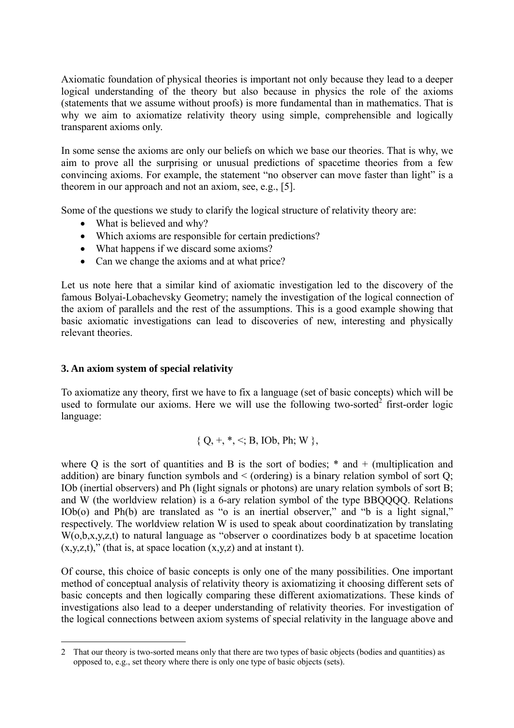Axiomatic foundation of physical theories is important not only because they lead to a deeper logical understanding of the theory but also because in physics the role of the axioms (statements that we assume without proofs) is more fundamental than in mathematics. That is why we aim to axiomatize relativity theory using simple, comprehensible and logically transparent axioms only.

In some sense the axioms are only our beliefs on which we base our theories. That is why, we aim to prove all the surprising or unusual predictions of spacetime theories from a few convincing axioms. For example, the statement "no observer can move faster than light" is a theorem in our approach and not an axiom, see, e.g., [5].

Some of the questions we study to clarify the logical structure of relativity theory are:

- What is believed and why?
- Which axioms are responsible for certain predictions?
- What happens if we discard some axioms?
- Can we change the axioms and at what price?

Let us note here that a similar kind of axiomatic investigation led to the discovery of the famous Bolyai-Lobachevsky Geometry; namely the investigation of the logical connection of the axiom of parallels and the rest of the assumptions. This is a good example showing that basic axiomatic investigations can lead to discoveries of new, interesting and physically relevant theories.

### 3. An axiom system of special relativity

To axiomatize any theory, first we have to fix a language (set of basic concepts) which will be used to formulate our axioms. Here we will use the following two-sorted[2] first-order logic language:

$$\{ Q, +, *, <; B, IOb, Ph; W \},$$

where Q is the sort of quantities and B is the sort of bodies; * and + (multiplication and addition) are binary function symbols and < (ordering) is a binary relation symbol of sort Q; IOb (inertial observers) and Ph (light signals or photons) are unary relation symbols of sort B; and W (the worldview relation) is a 6-ary relation symbol of the type BBQQQQ. Relations IOb(o) and Ph(b) are translated as "o is an inertial observer," and "b is a light signal," respectively. The worldview relation W is used to speak about coordinatization by translating W(o,b,x,y,z,t) to natural language as "observer o coordinatizes body b at spacetime location (x,y,z,t)," (that is, at space location (x,y,z) and at instant t).

Of course, this choice of basic concepts is only one of the many possibilities. One important method of conceptual analysis of relativity theory is axiomatizing it choosing different sets of basic concepts and then logically comparing these different axiomatizations. These kinds of investigations also lead to a deeper understanding of relativity theories. For investigation of the logical connections between axiom systems of special relativity in the language above and

---

2 That our theory is two-sorted means only that there are two types of basic objects (bodies and quantities) as opposed to, e.g., set theory where there is only one type of basic objects (sets).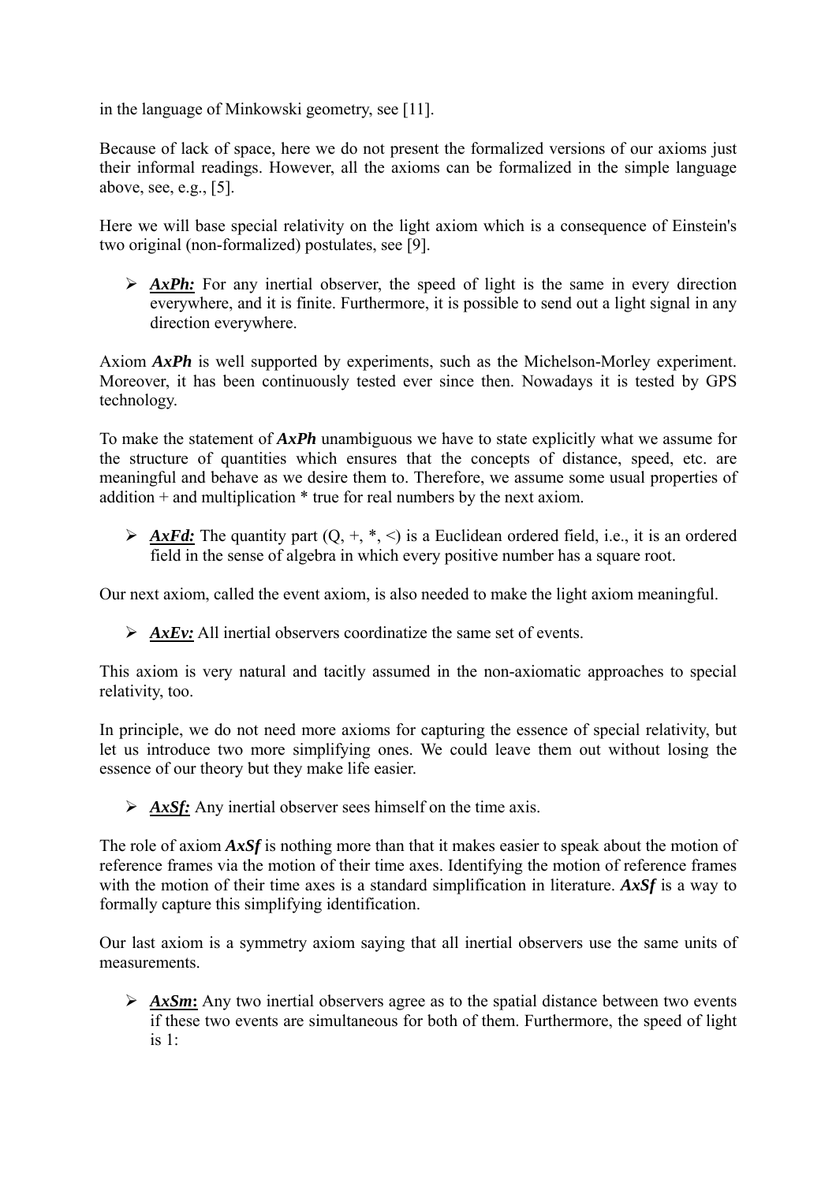in the language of Minkowski geometry, see [11].

Because of lack of space, here we do not present the formalized versions of our axioms just their informal readings. However, all the axioms can be formalized in the simple language above, see, e.g., [5].

Here we will base special relativity on the light axiom which is a consequence of Einstein's two original (non-formalized) postulates, see [9].

- ***AxPh:*** For any inertial observer, the speed of light is the same in every direction everywhere, and it is finite. Furthermore, it is possible to send out a light signal in any direction everywhere.

Axiom ***AxPh*** is well supported by experiments, such as the Michelson-Morley experiment. Moreover, it has been continuously tested ever since then. Nowadays it is tested by GPS technology.

To make the statement of ***AxPh*** unambiguous we have to state explicitly what we assume for the structure of quantities which ensures that the concepts of distance, speed, etc. are meaningful and behave as we desire them to. Therefore, we assume some usual properties of addition + and multiplication * true for real numbers by the next axiom.

- ***AxFd:*** The quantity part (Q, +, *, <) is a Euclidean ordered field, i.e., it is an ordered field in the sense of algebra in which every positive number has a square root.

Our next axiom, called the event axiom, is also needed to make the light axiom meaningful.

- ***AxEv:*** All inertial observers coordinatize the same set of events.

This axiom is very natural and tacitly assumed in the non-axiomatic approaches to special relativity, too.

In principle, we do not need more axioms for capturing the essence of special relativity, but let us introduce two more simplifying ones. We could leave them out without losing the essence of our theory but they make life easier.

- ***AxSf:*** Any inertial observer sees himself on the time axis.

The role of axiom ***AxSf*** is nothing more than that it makes easier to speak about the motion of reference frames via the motion of their time axes. Identifying the motion of reference frames with the motion of their time axes is a standard simplification in literature. ***AxSf*** is a way to formally capture this simplifying identification.

Our last axiom is a symmetry axiom saying that all inertial observers use the same units of measurements.

- ***AxSm*****:** Any two inertial observers agree as to the spatial distance between two events if these two events are simultaneous for both of them. Furthermore, the speed of light is 1: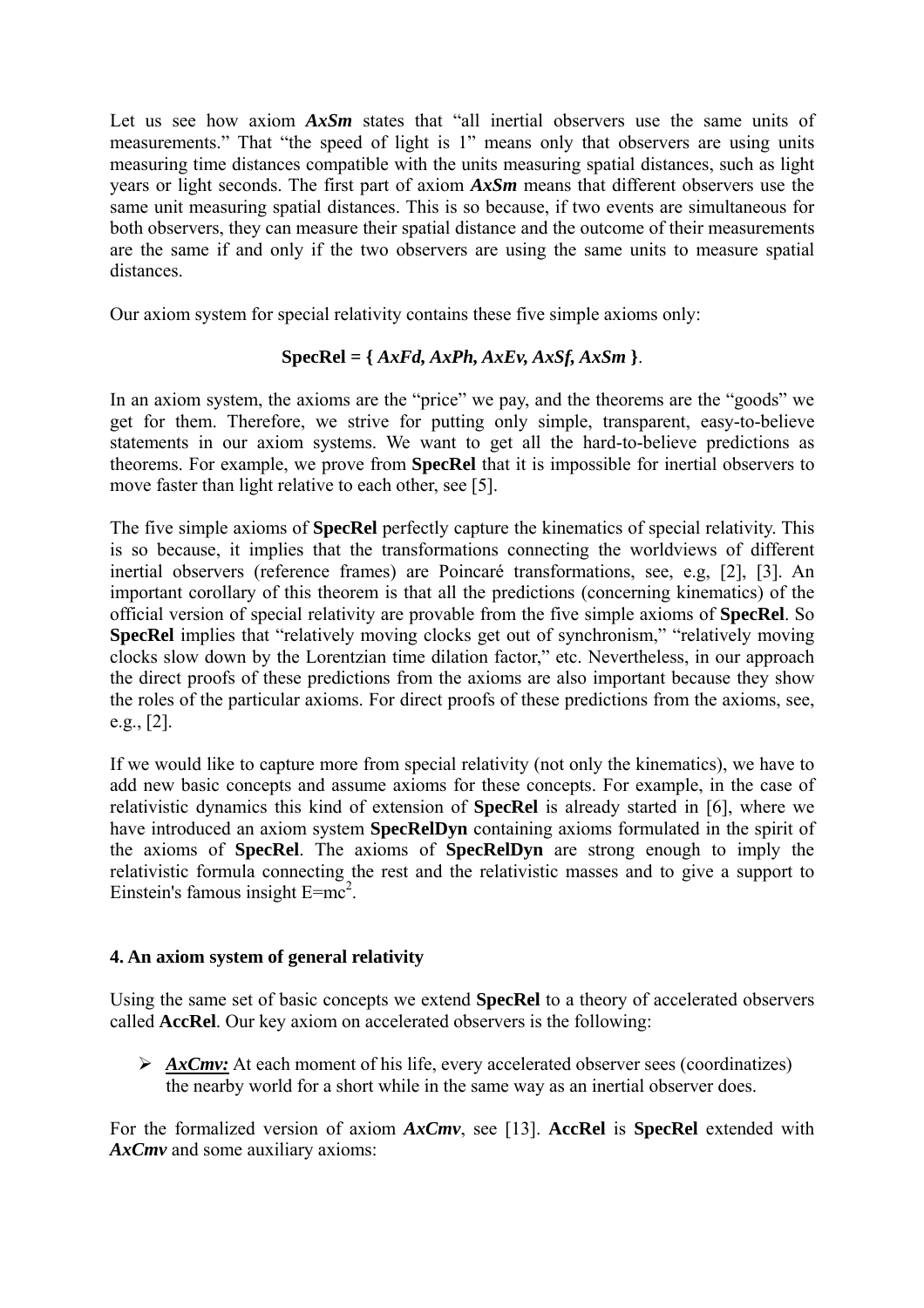Let us see how axiom ***AxSm*** states that "all inertial observers use the same units of measurements." That "the speed of light is 1" means only that observers are using units measuring time distances compatible with the units measuring spatial distances, such as light years or light seconds. The first part of axiom ***AxSm*** means that different observers use the same unit measuring spatial distances. This is so because, if two events are simultaneous for both observers, they can measure their spatial distance and the outcome of their measurements are the same if and only if the two observers are using the same units to measure spatial distances.

Our axiom system for special relativity contains these five simple axioms only:

**SpecRel = {** ***AxFd, AxPh, AxEv, AxSf, AxSm*** **}**.

In an axiom system, the axioms are the "price" we pay, and the theorems are the "goods" we get for them. Therefore, we strive for putting only simple, transparent, easy-to-believe statements in our axiom systems. We want to get all the hard-to-believe predictions as theorems. For example, we prove from **SpecRel** that it is impossible for inertial observers to move faster than light relative to each other, see [5].

The five simple axioms of **SpecRel** perfectly capture the kinematics of special relativity. This is so because, it implies that the transformations connecting the worldviews of different inertial observers (reference frames) are Poincaré transformations, see, e.g, [2], [3]. An important corollary of this theorem is that all the predictions (concerning kinematics) of the official version of special relativity are provable from the five simple axioms of **SpecRel**. So **SpecRel** implies that "relatively moving clocks get out of synchronism," "relatively moving clocks slow down by the Lorentzian time dilation factor," etc. Nevertheless, in our approach the direct proofs of these predictions from the axioms are also important because they show the roles of the particular axioms. For direct proofs of these predictions from the axioms, see, e.g., [2].

If we would like to capture more from special relativity (not only the kinematics), we have to add new basic concepts and assume axioms for these concepts. For example, in the case of relativistic dynamics this kind of extension of **SpecRel** is already started in [6], where we have introduced an axiom system **SpecRelDyn** containing axioms formulated in the spirit of the axioms of **SpecRel**. The axioms of **SpecRelDyn** are strong enough to imply the relativistic formula connecting the rest and the relativistic masses and to give a support to Einstein's famous insight $E=mc^2$.

## 4. An axiom system of general relativity

Using the same set of basic concepts we extend **SpecRel** to a theory of accelerated observers called **AccRel**. Our key axiom on accelerated observers is the following:

- ***AxCmv:*** At each moment of his life, every accelerated observer sees (coordinatizes) the nearby world for a short while in the same way as an inertial observer does.

For the formalized version of axiom ***AxCmv***, see [13]. **AccRel** is **SpecRel** extended with ***AxCmv*** and some auxiliary axioms: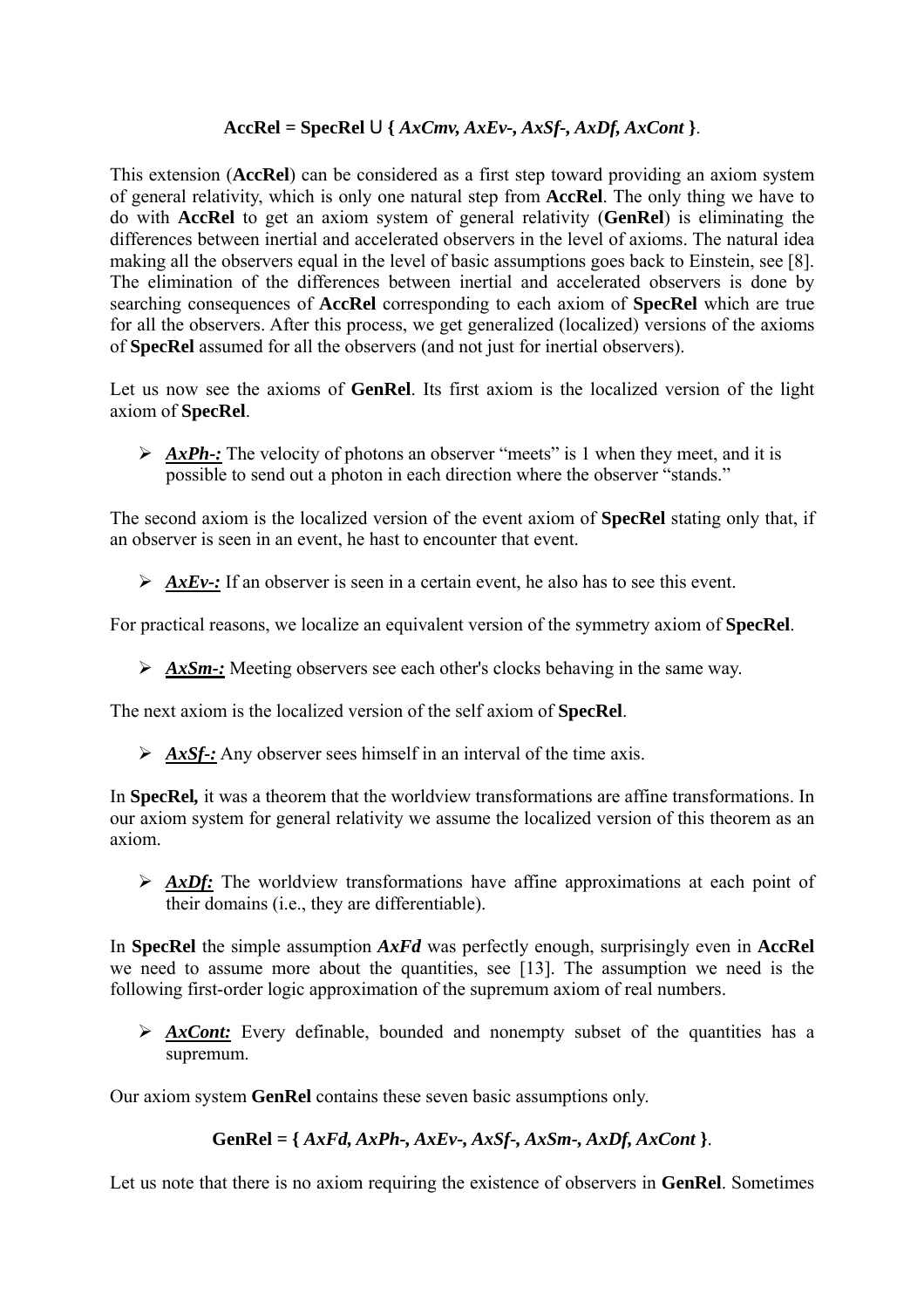**AccRel = SpecRel ∪ {** ***AxCmv, AxEv-, AxSf-, AxDf, AxCont*** **}**.

This extension (**AccRel**) can be considered as a first step toward providing an axiom system of general relativity, which is only one natural step from **AccRel**. The only thing we have to do with **AccRel** to get an axiom system of general relativity (**GenRel**) is eliminating the differences between inertial and accelerated observers in the level of axioms. The natural idea making all the observers equal in the level of basic assumptions goes back to Einstein, see [8]. The elimination of the differences between inertial and accelerated observers is done by searching consequences of **AccRel** corresponding to each axiom of **SpecRel** which are true for all the observers. After this process, we get generalized (localized) versions of the axioms of **SpecRel** assumed for all the observers (and not just for inertial observers).

Let us now see the axioms of **GenRel**. Its first axiom is the localized version of the light axiom of **SpecRel**.

- ***AxPh-:*** The velocity of photons an observer "meets" is 1 when they meet, and it is possible to send out a photon in each direction where the observer "stands."

The second axiom is the localized version of the event axiom of **SpecRel** stating only that, if an observer is seen in an event, he hast to encounter that event.

- ***AxEv-:*** If an observer is seen in a certain event, he also has to see this event.

For practical reasons, we localize an equivalent version of the symmetry axiom of **SpecRel**.

- ***AxSm-:*** Meeting observers see each other's clocks behaving in the same way.

The next axiom is the localized version of the self axiom of **SpecRel**.

- ***AxSf-:*** Any observer sees himself in an interval of the time axis.

In **SpecRel,** it was a theorem that the worldview transformations are affine transformations. In our axiom system for general relativity we assume the localized version of this theorem as an axiom.

- ***AxDf:*** The worldview transformations have affine approximations at each point of their domains (i.e., they are differentiable).

In **SpecRel** the simple assumption ***AxFd*** was perfectly enough, surprisingly even in **AccRel** we need to assume more about the quantities, see [13]. The assumption we need is the following first-order logic approximation of the supremum axiom of real numbers.

- ***AxCont:*** Every definable, bounded and nonempty subset of the quantities has a supremum.

Our axiom system **GenRel** contains these seven basic assumptions only.

**GenRel = {** ***AxFd, AxPh-, AxEv-, AxSf-, AxSm-, AxDf, AxCont*** **}**.

Let us note that there is no axiom requiring the existence of observers in **GenRel**. Sometimes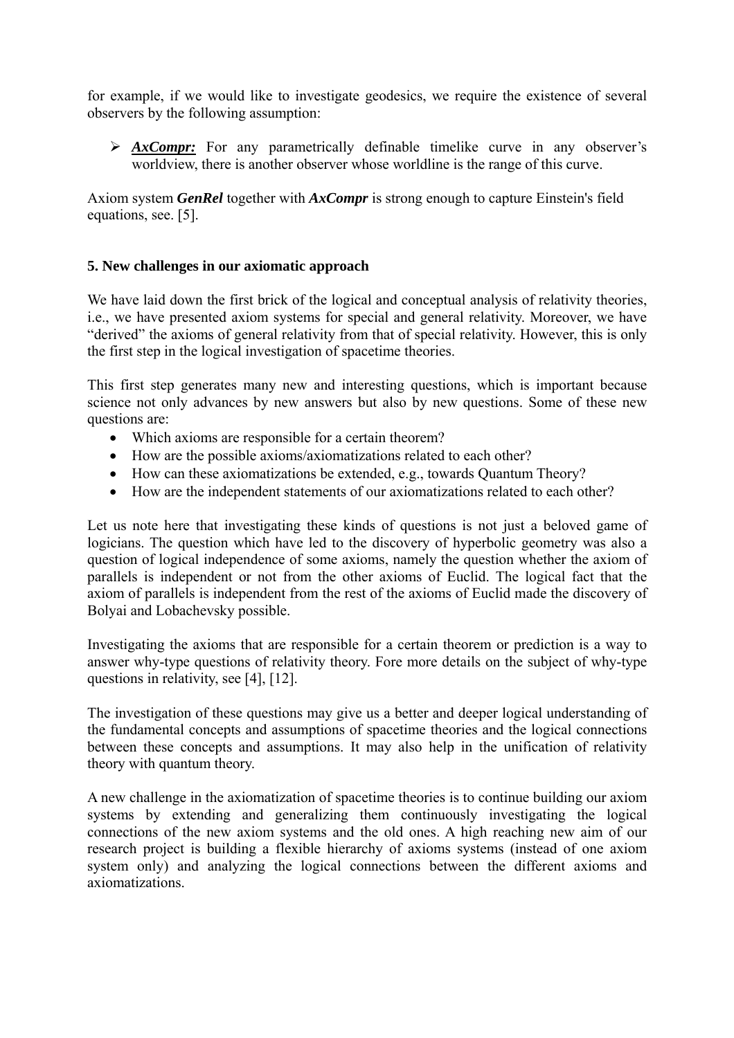for example, if we would like to investigate geodesics, we require the existence of several observers by the following assumption:

- ***AxCompr:*** For any parametrically definable timelike curve in any observer's worldview, there is another observer whose worldline is the range of this curve.

Axiom system ***GenRel*** together with ***AxCompr*** is strong enough to capture Einstein's field equations, see. [5].

## 5. New challenges in our axiomatic approach

We have laid down the first brick of the logical and conceptual analysis of relativity theories, i.e., we have presented axiom systems for special and general relativity. Moreover, we have "derived" the axioms of general relativity from that of special relativity. However, this is only the first step in the logical investigation of spacetime theories.

This first step generates many new and interesting questions, which is important because science not only advances by new answers but also by new questions. Some of these new questions are:

- Which axioms are responsible for a certain theorem?
- How are the possible axioms/axiomatizations related to each other?
- How can these axiomatizations be extended, e.g., towards Quantum Theory?
- How are the independent statements of our axiomatizations related to each other?

Let us note here that investigating these kinds of questions is not just a beloved game of logicians. The question which have led to the discovery of hyperbolic geometry was also a question of logical independence of some axioms, namely the question whether the axiom of parallels is independent or not from the other axioms of Euclid. The logical fact that the axiom of parallels is independent from the rest of the axioms of Euclid made the discovery of Bolyai and Lobachevsky possible.

Investigating the axioms that are responsible for a certain theorem or prediction is a way to answer why-type questions of relativity theory. Fore more details on the subject of why-type questions in relativity, see [4], [12].

The investigation of these questions may give us a better and deeper logical understanding of the fundamental concepts and assumptions of spacetime theories and the logical connections between these concepts and assumptions. It may also help in the unification of relativity theory with quantum theory.

A new challenge in the axiomatization of spacetime theories is to continue building our axiom systems by extending and generalizing them continuously investigating the logical connections of the new axiom systems and the old ones. A high reaching new aim of our research project is building a flexible hierarchy of axioms systems (instead of one axiom system only) and analyzing the logical connections between the different axioms and axiomatizations.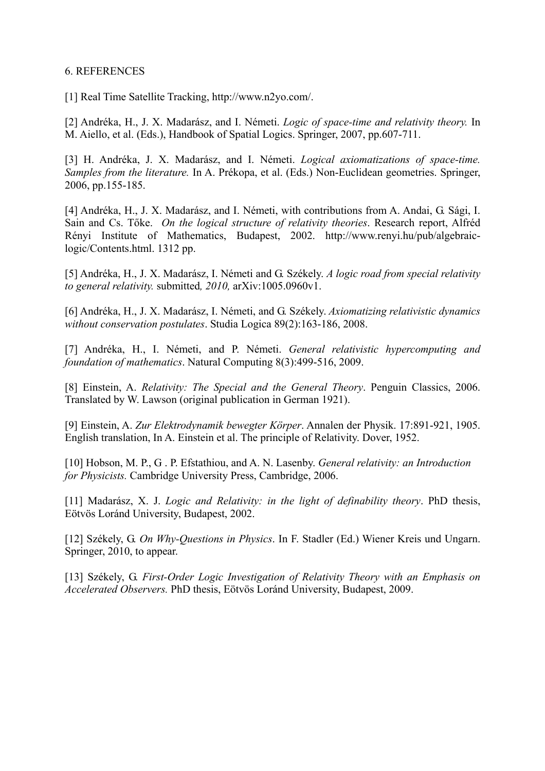## 6. REFERENCES

[1] Real Time Satellite Tracking, http://www.n2yo.com/.

[2] Andréka, H., J. X. Madarász, and I. Németi. *Logic of space-time and relativity theory.* In M. Aiello, et al. (Eds.), Handbook of Spatial Logics. Springer, 2007, pp.607-711.

[3] H. Andréka, J. X. Madarász, and I. Németi. *Logical axiomatizations of space-time. Samples from the literature.* In A. Prékopa, et al. (Eds.) Non-Euclidean geometries. Springer, 2006, pp.155-185.

[4] Andréka, H., J. X. Madarász, and I. Németi, with contributions from A. Andai, G. Sági, I. Sain and Cs. Tőke. *On the logical structure of relativity theories*. Research report, Alfréd Rényi Institute of Mathematics, Budapest, 2002. http://www.renyi.hu/pub/algebraic-logic/Contents.html. 1312 pp.

[5] Andréka, H., J. X. Madarász, I. Németi and G. Székely. *A logic road from special relativity to general relativity.* submitted*, 2010,* arXiv:1005.0960v1.

[6] Andréka, H., J. X. Madarász, I. Németi, and G. Székely. *Axiomatizing relativistic dynamics without conservation postulates*. Studia Logica 89(2):163-186, 2008.

[7] Andréka, H., I. Németi, and P. Németi. *General relativistic hypercomputing and foundation of mathematics*. Natural Computing 8(3):499-516, 2009.

[8] Einstein, A. *Relativity: The Special and the General Theory*. Penguin Classics, 2006. Translated by W. Lawson (original publication in German 1921).

[9] Einstein, A. *Zur Elektrodynamik bewegter Körper*. Annalen der Physik. 17:891-921, 1905. English translation, In A. Einstein et al. The principle of Relativity. Dover, 1952.

[10] Hobson, M. P., G . P. Efstathiou, and A. N. Lasenby. *General relativity: an Introduction for Physicists.* Cambridge University Press, Cambridge, 2006.

[11] Madarász, X. J. *Logic and Relativity: in the light of definability theory*. PhD thesis, Eötvös Loránd University, Budapest, 2002.

[12] Székely, G. *On Why-Questions in Physics*. In F. Stadler (Ed.) Wiener Kreis und Ungarn. Springer, 2010, to appear.

[13] Székely, G. *First-Order Logic Investigation of Relativity Theory with an Emphasis on Accelerated Observers.* PhD thesis, Eötvös Loránd University, Budapest, 2009.